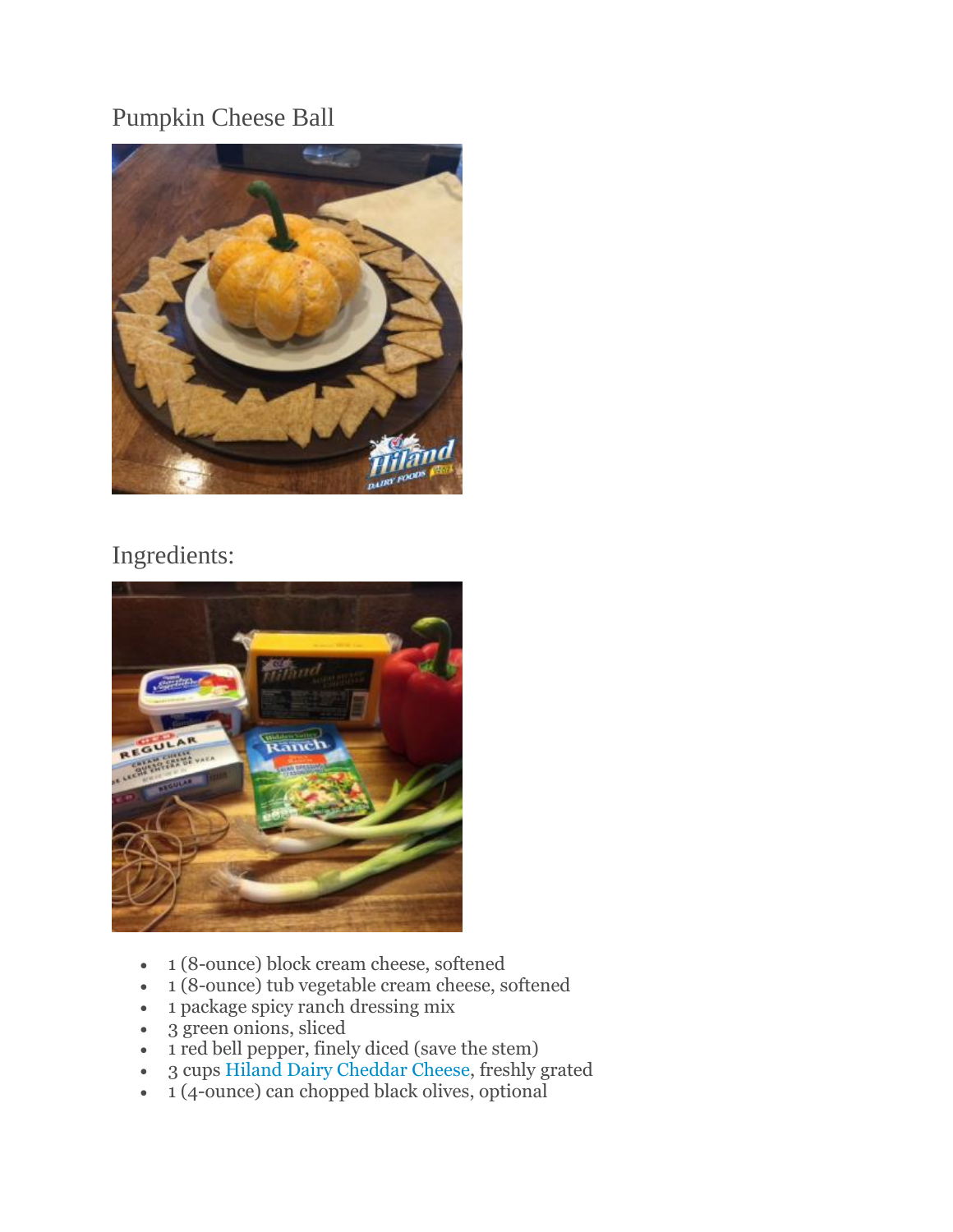# Pumpkin Cheese Ball

## Ingredients:

- 1 (8-ounce) block cream cheese, softened
- 1 (8-ounce) tub vegetable cream cheese, softened
- 1 package spicy ranch dressing mix
- 3 green onions, sliced
- 1 red bell pepper, finely diced (save the stem)
- 3 cups Hiland Dairy Cheddar Cheese, freshly grated
- 1 (4-ounce) can chopped black olives, optional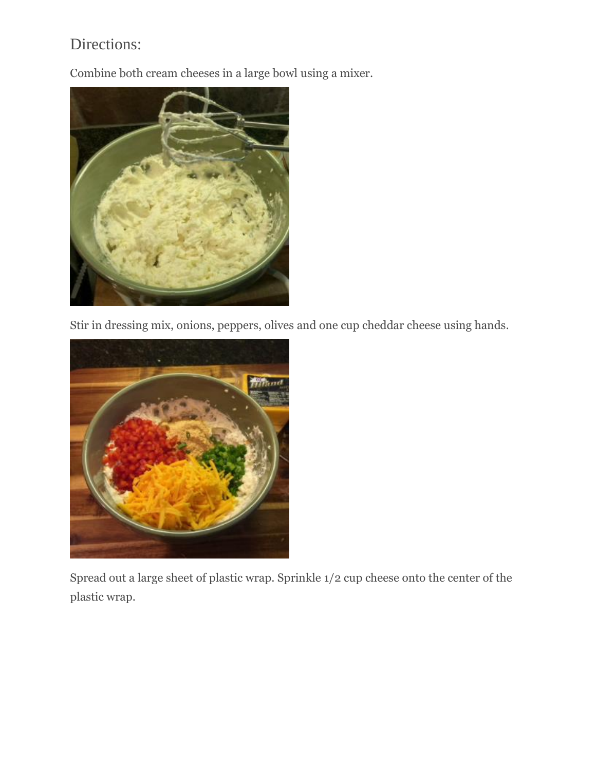## Directions:

Combine both cream cheeses in a large bowl using a mixer.

Stir in dressing mix, onions, peppers, olives and one cup cheddar cheese using hands.

Spread out a large sheet of plastic wrap. Sprinkle 1/2 cup cheese onto the center of the plastic wrap.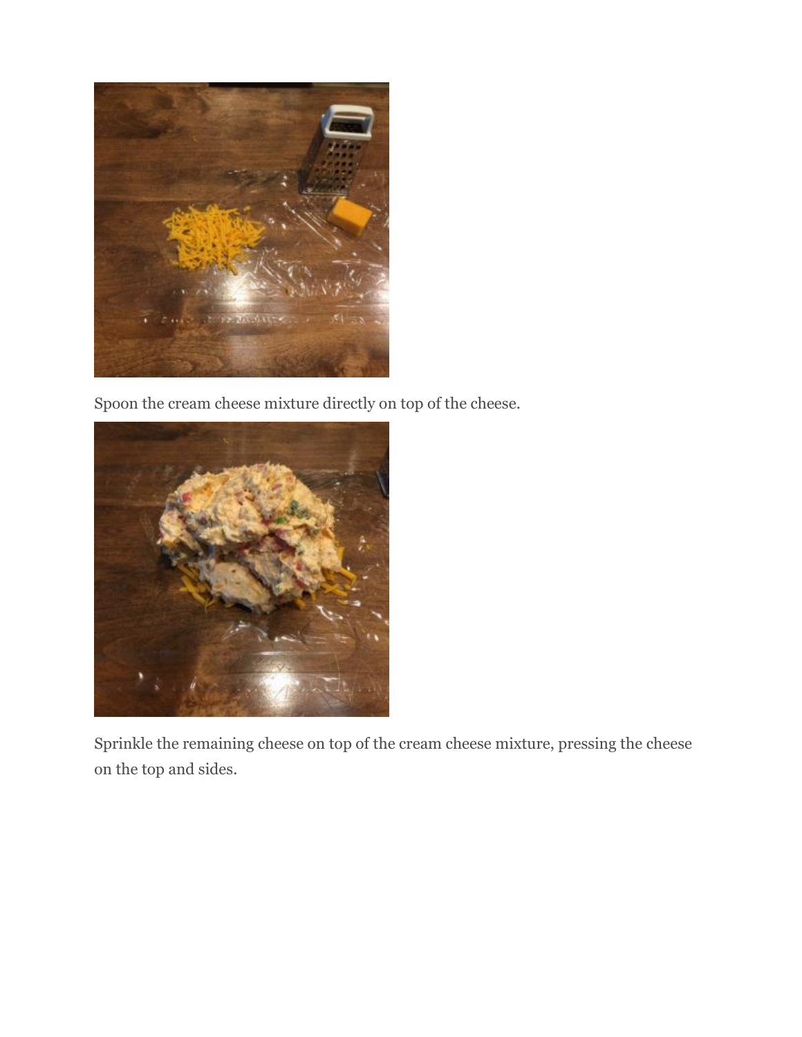Spoon the cream cheese mixture directly on top of the cheese.

Sprinkle the remaining cheese on top of the cream cheese mixture, pressing the cheese on the top and sides.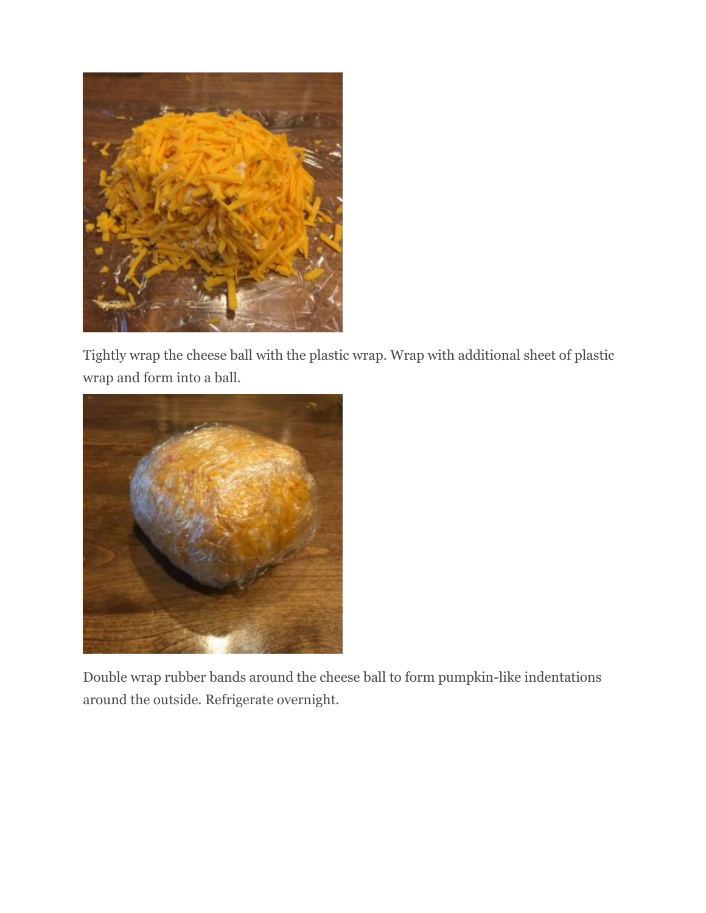Tightly wrap the cheese ball with the plastic wrap. Wrap with additional sheet of plastic wrap and form into a ball.

Double wrap rubber bands around the cheese ball to form pumpkin-like indentations around the outside. Refrigerate overnight.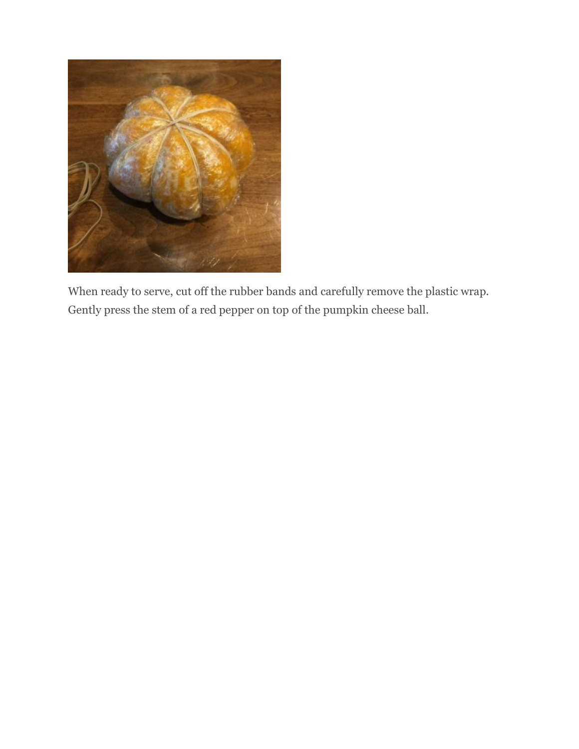When ready to serve, cut off the rubber bands and carefully remove the plastic wrap. Gently press the stem of a red pepper on top of the pumpkin cheese ball.